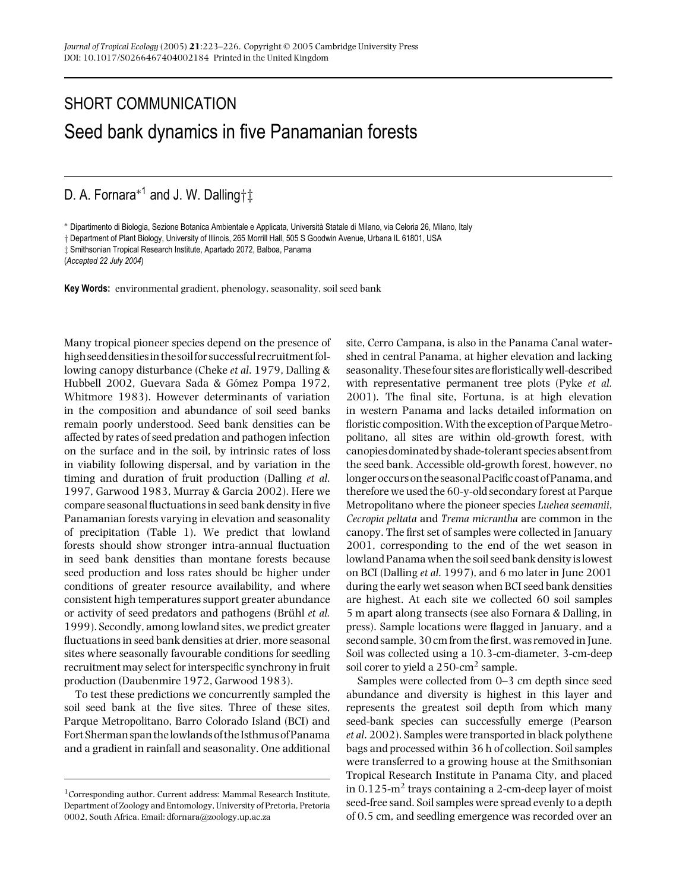SHORT COMMUNICATION

# Seed bank dynamics in five Panamanian forests

D. A. Fornara*[1] and J. W. Dalling†‡

* Dipartimento di Biologia, Sezione Botanica Ambientale e Applicata, Università Statale di Milano, via Celoria 26, Milano, Italy
† Department of Plant Biology, University of Illinois, 265 Morrill Hall, 505 S Goodwin Avenue, Urbana IL 61801, USA
‡ Smithsonian Tropical Research Institute, Apartado 2072, Balboa, Panama
(*Accepted 22 July 2004*)

**Key Words:** environmental gradient, phenology, seasonality, soil seed bank

Many tropical pioneer species depend on the presence of high seed densities in the soil for successful recruitment following canopy disturbance (Cheke *et al*. 1979, Dalling & Hubbell 2002, Guevara Sada & Gómez Pompa 1972, Whitmore 1983). However determinants of variation in the composition and abundance of soil seed banks remain poorly understood. Seed bank densities can be affected by rates of seed predation and pathogen infection on the surface and in the soil, by intrinsic rates of loss in viability following dispersal, and by variation in the timing and duration of fruit production (Dalling *et al*. 1997, Garwood 1983, Murray & Garcia 2002). Here we compare seasonal fluctuations in seed bank density in five Panamanian forests varying in elevation and seasonality of precipitation (Table 1). We predict that lowland forests should show stronger intra-annual fluctuation in seed bank densities than montane forests because seed production and loss rates should be higher under conditions of greater resource availability, and where consistent high temperatures support greater abundance or activity of seed predators and pathogens (Brühl *et al*. 1999). Secondly, among lowland sites, we predict greater fluctuations in seed bank densities at drier, more seasonal sites where seasonally favourable conditions for seedling recruitment may select for interspecific synchrony in fruit production (Daubenmire 1972, Garwood 1983).

To test these predictions we concurrently sampled the soil seed bank at the five sites. Three of these sites, Parque Metropolitano, Barro Colorado Island (BCI) and Fort Sherman span the lowlands of the Isthmus of Panama and a gradient in rainfall and seasonality. One additional site, Cerro Campana, is also in the Panama Canal watershed in central Panama, at higher elevation and lacking seasonality. These four sites are floristically well-described with representative permanent tree plots (Pyke *et al*. 2001). The final site, Fortuna, is at high elevation in western Panama and lacks detailed information on floristic composition. With the exception of Parque Metropolitano, all sites are within old-growth forest, with canopies dominated by shade-tolerant species absent from the seed bank. Accessible old-growth forest, however, no longer occurs on the seasonal Pacific coast of Panama, and therefore we used the 60-y-old secondary forest at Parque Metropolitano where the pioneer species *Luehea seemanii*, *Cecropia peltata* and *Trema micrantha* are common in the canopy. The first set of samples were collected in January 2001, corresponding to the end of the wet season in lowland Panama when the soil seed bank density is lowest on BCI (Dalling *et al*. 1997), and 6 mo later in June 2001 during the early wet season when BCI seed bank densities are highest. At each site we collected 60 soil samples 5 m apart along transects (see also Fornara & Dalling, in press). Sample locations were flagged in January, and a second sample, 30 cm from the first, was removed in June. Soil was collected using a 10.3-cm-diameter, 3-cm-deep soil corer to yield a 250-cm$^2$ sample.

Samples were collected from 0–3 cm depth since seed abundance and diversity is highest in this layer and represents the greatest soil depth from which many seed-bank species can successfully emerge (Pearson *et al*. 2002). Samples were transported in black polythene bags and processed within 36 h of collection. Soil samples were transferred to a growing house at the Smithsonian Tropical Research Institute in Panama City, and placed in 0.125-m$^2$ trays containing a 2-cm-deep layer of moist seed-free sand. Soil samples were spread evenly to a depth of 0.5 cm, and seedling emergence was recorded over an

[1]Corresponding author. Current address: Mammal Research Institute, Department of Zoology and Entomology, University of Pretoria, Pretoria 0002, South Africa. Email: dfornara@zoology.up.ac.za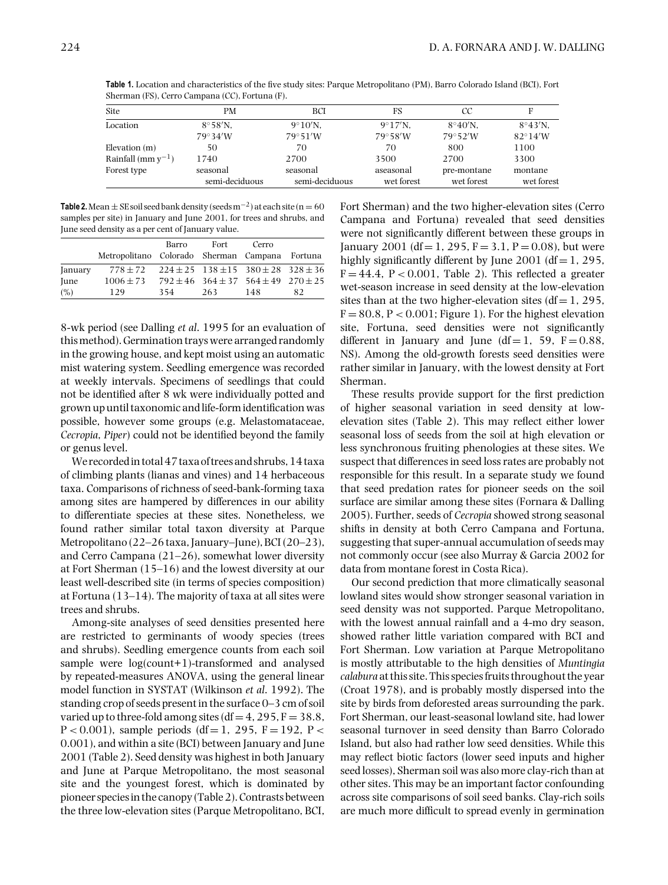**Table 1.** Location and characteristics of the five study sites: Parque Metropolitano (PM), Barro Colorado Island (BCI), Fort Sherman (FS), Cerro Campana (CC), Fortuna (F).

| Site | PM | BCI | FS | CC | F |
|---|---|---|---|---|---|
| Location | 8°58′N, 79°34′W | 9°10′N, 79°51′W | 9°17′N, 79°58′W | 8°40′N, 79°52′W | 8°43′N, 82°14′W |
| Elevation (m) | 50 | 70 | 70 | 800 | 1100 |
| Rainfall (mm $y^{-1}$) | 1740 | 2700 | 3500 | 2700 | 3300 |
| Forest type | seasonal semi-deciduous | seasonal semi-deciduous | aseasonal wet forest | pre-montane wet forest | montane wet forest |

**Table 2.** Mean ± SE soil seed bank density (seeds $m^{-2}$) at each site (n = 60 samples per site) in January and June 2001, for trees and shrubs, and June seed density as a per cent of January value.

| | Metropolitano | Barro Colorado | Fort Sherman | Cerro Campana | Fortuna |
|---|---|---|---|---|---|
| January | 778 ± 72 | 224 ± 25 | 138 ± 15 | 380 ± 28 | 328 ± 36 |
| June | 1006 ± 73 | 792 ± 46 | 364 ± 37 | 564 ± 49 | 270 ± 25 |
| (%) | 129 | 354 | 263 | 148 | 82 |

8-wk period (see Dalling *et al.* 1995 for an evaluation of this method). Germination trays were arranged randomly in the growing house, and kept moist using an automatic mist watering system. Seedling emergence was recorded at weekly intervals. Specimens of seedlings that could not be identified after 8 wk were individually potted and grown up until taxonomic and life-form identification was possible, however some groups (e.g. Melastomataceae, *Cecropia*, *Piper*) could not be identified beyond the family or genus level.

We recorded in total 47 taxa of trees and shrubs, 14 taxa of climbing plants (lianas and vines) and 14 herbaceous taxa. Comparisons of richness of seed-bank-forming taxa among sites are hampered by differences in our ability to differentiate species at these sites. Nonetheless, we found rather similar total taxon diversity at Parque Metropolitano (22–26 taxa, January–June), BCI (20–23), and Cerro Campana (21–26), somewhat lower diversity at Fort Sherman (15–16) and the lowest diversity at our least well-described site (in terms of species composition) at Fortuna (13–14). The majority of taxa at all sites were trees and shrubs.

Among-site analyses of seed densities presented here are restricted to germinants of woody species (trees and shrubs). Seedling emergence counts from each soil sample were log(count+1)-transformed and analysed by repeated-measures ANOVA, using the general linear model function in SYSTAT (Wilkinson *et al.* 1992). The standing crop of seeds present in the surface 0–3 cm of soil varied up to three-fold among sites (df = 4, 295, F = 38.8, $P < 0.001$), sample periods (df = 1, 295, F = 192, $P < 0.001$), and within a site (BCI) between January and June 2001 (Table 2). Seed density was highest in both January and June at Parque Metropolitano, the most seasonal site and the youngest forest, which is dominated by pioneer species in the canopy (Table 2). Contrasts between the three low-elevation sites (Parque Metropolitano, BCI, Fort Sherman) and the two higher-elevation sites (Cerro Campana and Fortuna) revealed that seed densities were not significantly different between these groups in January 2001 (df = 1, 295, F = 3.1, P = 0.08), but were highly significantly different by June 2001 (df = 1, 295, F = 44.4, $P < 0.001$, Table 2). This reflected a greater wet-season increase in seed density at the low-elevation sites than at the two higher-elevation sites (df = 1, 295, F = 80.8, $P < 0.001$; Figure 1). For the highest elevation site, Fortuna, seed densities were not significantly different in January and June (df = 1, 59, F = 0.88, NS). Among the old-growth forests seed densities were rather similar in January, with the lowest density at Fort Sherman.

These results provide support for the first prediction of higher seasonal variation in seed density at low-elevation sites (Table 2). This may reflect either lower seasonal loss of seeds from the soil at high elevation or less synchronous fruiting phenologies at these sites. We suspect that differences in seed loss rates are probably not responsible for this result. In a separate study we found that seed predation rates for pioneer seeds on the soil surface are similar among these sites (Fornara & Dalling 2005). Further, seeds of *Cecropia* showed strong seasonal shifts in density at both Cerro Campana and Fortuna, suggesting that super-annual accumulation of seeds may not commonly occur (see also Murray & Garcia 2002 for data from montane forest in Costa Rica).

Our second prediction that more climatically seasonal lowland sites would show stronger seasonal variation in seed density was not supported. Parque Metropolitano, with the lowest annual rainfall and a 4-mo dry season, showed rather little variation compared with BCI and Fort Sherman. Low variation at Parque Metropolitano is mostly attributable to the high densities of *Muntingia calabura* at this site. This species fruits throughout the year (Croat 1978), and is probably mostly dispersed into the site by birds from deforested areas surrounding the park. Fort Sherman, our least-seasonal lowland site, had lower seasonal turnover in seed density than Barro Colorado Island, but also had rather low seed densities. While this may reflect biotic factors (lower seed inputs and higher seed losses), Sherman soil was also more clay-rich than at other sites. This may be an important factor confounding across site comparisons of soil seed banks. Clay-rich soils are much more difficult to spread evenly in germination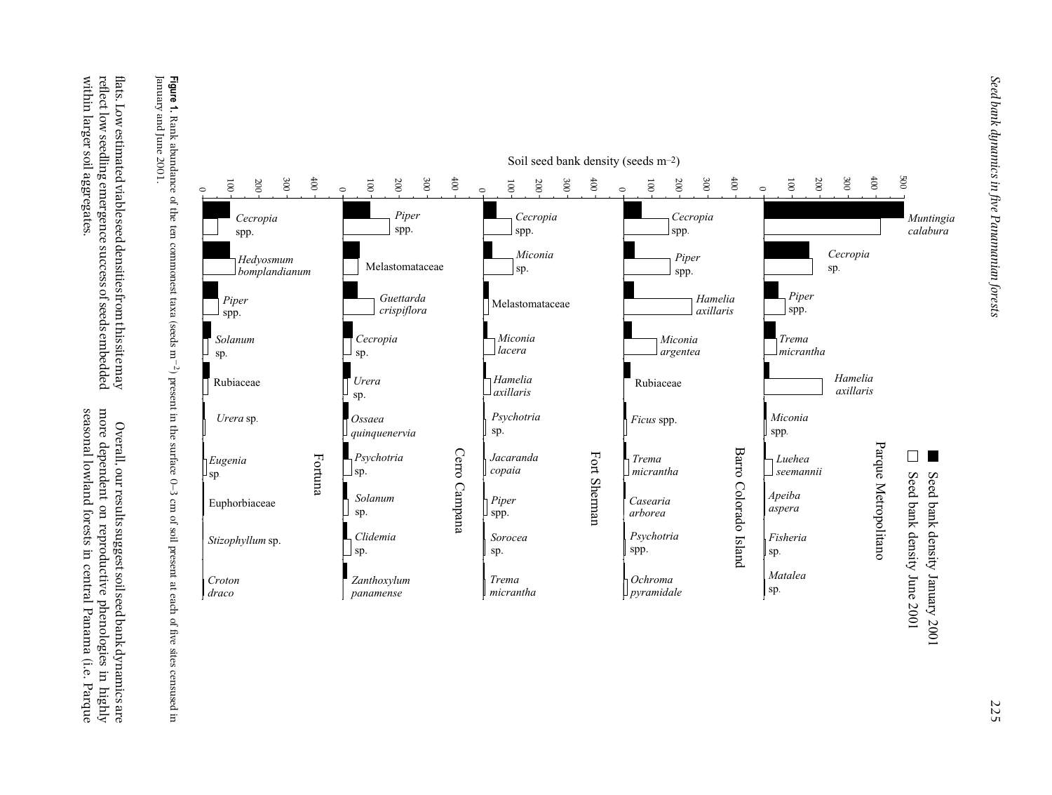**Figure 1.** Rank abundance of the ten commonest taxa (seeds m$^{-2}$) present in the surface 0–3 cm of soil present at each of five sites censused in January and June 2001.

flats. Low estimated viable seed densities from this site may reflect low seedling emergence success of seeds embedded within larger soil aggregates.

Overall, our results suggest soil seed bank dynamics are more dependent on reproductive phenologies in highly seasonal lowland forests in central Panama (i.e. Parque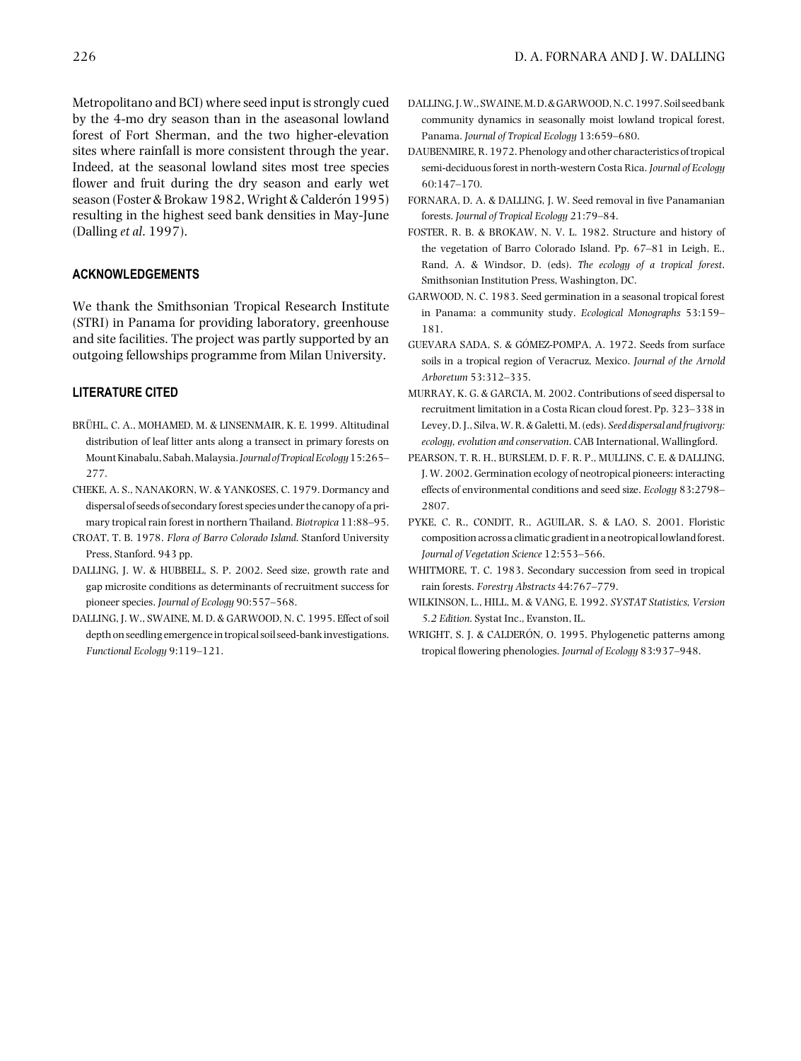Metropolitano and BCI) where seed input is strongly cued by the 4-mo dry season than in the aseasonal lowland forest of Fort Sherman, and the two higher-elevation sites where rainfall is more consistent through the year. Indeed, at the seasonal lowland sites most tree species flower and fruit during the dry season and early wet season (Foster & Brokaw 1982, Wright & Calderón 1995) resulting in the highest seed bank densities in May-June (Dalling *et al.* 1997).

## ACKNOWLEDGEMENTS

We thank the Smithsonian Tropical Research Institute (STRI) in Panama for providing laboratory, greenhouse and site facilities. The project was partly supported by an outgoing fellowships programme from Milan University.

## LITERATURE CITED

BRÜHL, C. A., MOHAMED, M. & LINSENMAIR, K. E. 1999. Altitudinal distribution of leaf litter ants along a transect in primary forests on Mount Kinabalu, Sabah, Malaysia. *Journal of Tropical Ecology* 15:265–277.

CHEKE, A. S., NANAKORN, W. & YANKOSES, C. 1979. Dormancy and dispersal of seeds of secondary forest species under the canopy of a primary tropical rain forest in northern Thailand. *Biotropica* 11:88–95.

CROAT, T. B. 1978. *Flora of Barro Colorado Island*. Stanford University Press, Stanford. 943 pp.

DALLING, J. W. & HUBBELL, S. P. 2002. Seed size, growth rate and gap microsite conditions as determinants of recruitment success for pioneer species. *Journal of Ecology* 90:557–568.

DALLING, J. W., SWAINE, M. D. & GARWOOD, N. C. 1995. Effect of soil depth on seedling emergence in tropical soil seed-bank investigations. *Functional Ecology* 9:119–121.

DALLING, J. W., SWAINE, M. D. & GARWOOD, N. C. 1997. Soil seed bank community dynamics in seasonally moist lowland tropical forest, Panama. *Journal of Tropical Ecology* 13:659–680.

DAUBENMIRE, R. 1972. Phenology and other characteristics of tropical semi-deciduous forest in north-western Costa Rica. *Journal of Ecology* 60:147–170.

FORNARA, D. A. & DALLING, J. W. Seed removal in five Panamanian forests. *Journal of Tropical Ecology* 21:79–84.

FOSTER, R. B. & BROKAW, N. V. L. 1982. Structure and history of the vegetation of Barro Colorado Island. Pp. 67–81 in Leigh, E., Rand, A. & Windsor, D. (eds). *The ecology of a tropical forest*. Smithsonian Institution Press, Washington, DC.

GARWOOD, N. C. 1983. Seed germination in a seasonal tropical forest in Panama: a community study. *Ecological Monographs* 53:159–181.

GUEVARA SADA, S. & GÓMEZ-POMPA, A. 1972. Seeds from surface soils in a tropical region of Veracruz, Mexico. *Journal of the Arnold Arboretum* 53:312–335.

MURRAY, K. G. & GARCIA, M. 2002. Contributions of seed dispersal to recruitment limitation in a Costa Rican cloud forest. Pp. 323–338 in Levey, D. J., Silva, W. R. & Galetti, M. (eds). *Seed dispersal and frugivory: ecology, evolution and conservation*. CAB International, Wallingford.

PEARSON, T. R. H., BURSLEM, D. F. R. P., MULLINS, C. E. & DALLING, J. W. 2002. Germination ecology of neotropical pioneers: interacting effects of environmental conditions and seed size. *Ecology* 83:2798–2807.

PYKE, C. R., CONDIT, R., AGUILAR, S. & LAO, S. 2001. Floristic composition across a climatic gradient in a neotropical lowland forest. *Journal of Vegetation Science* 12:553–566.

WHITMORE, T. C. 1983. Secondary succession from seed in tropical rain forests. *Forestry Abstracts* 44:767–779.

WILKINSON, L., HILL, M. & VANG, E. 1992. *SYSTAT Statistics, Version 5.2 Edition*. Systat Inc., Evanston, IL.

WRIGHT, S. J. & CALDERÓN, O. 1995. Phylogenetic patterns among tropical flowering phenologies. *Journal of Ecology* 83:937–948.